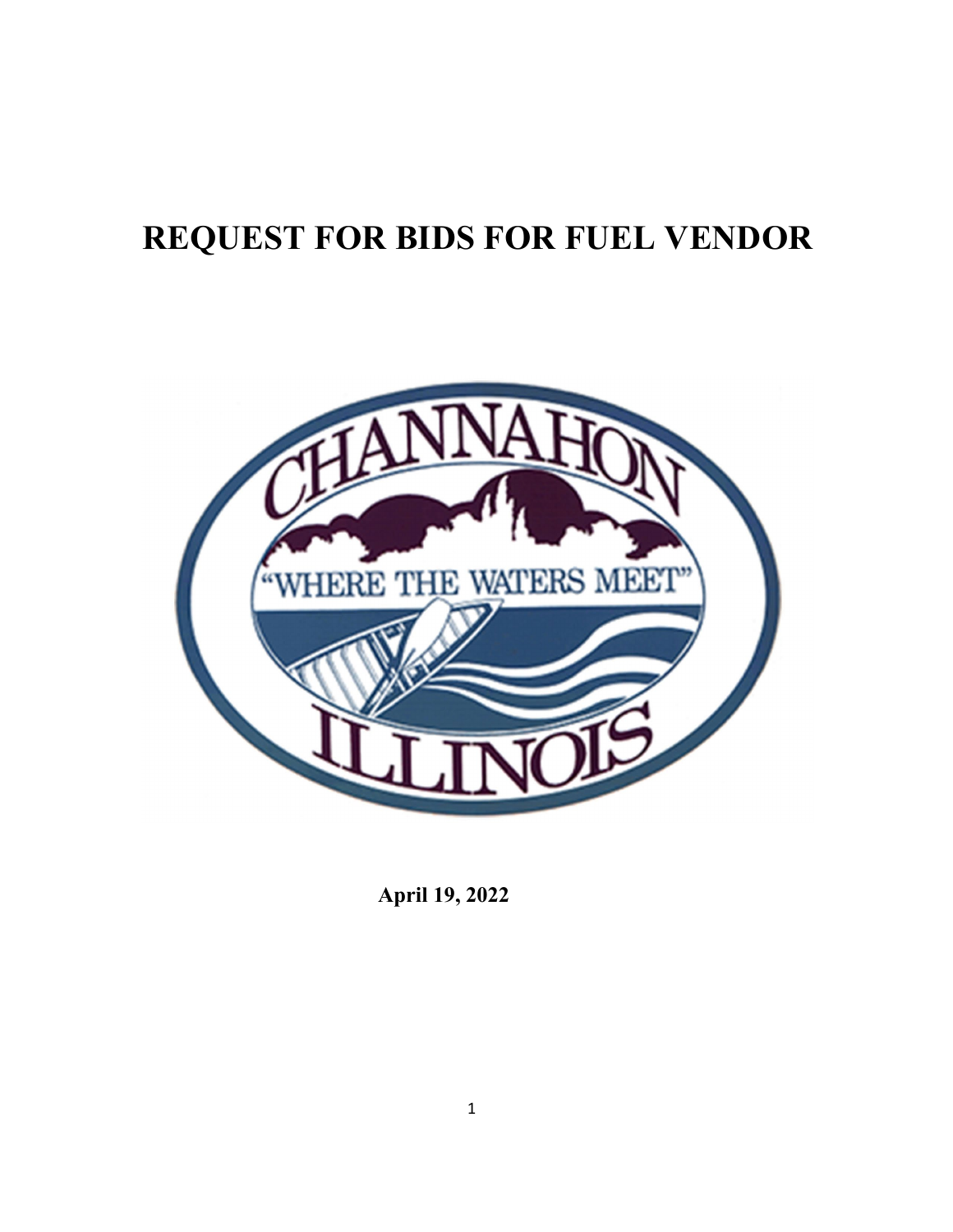# REQUEST FOR BIDS FOR FUEL VENDOR

**April 19, 2022**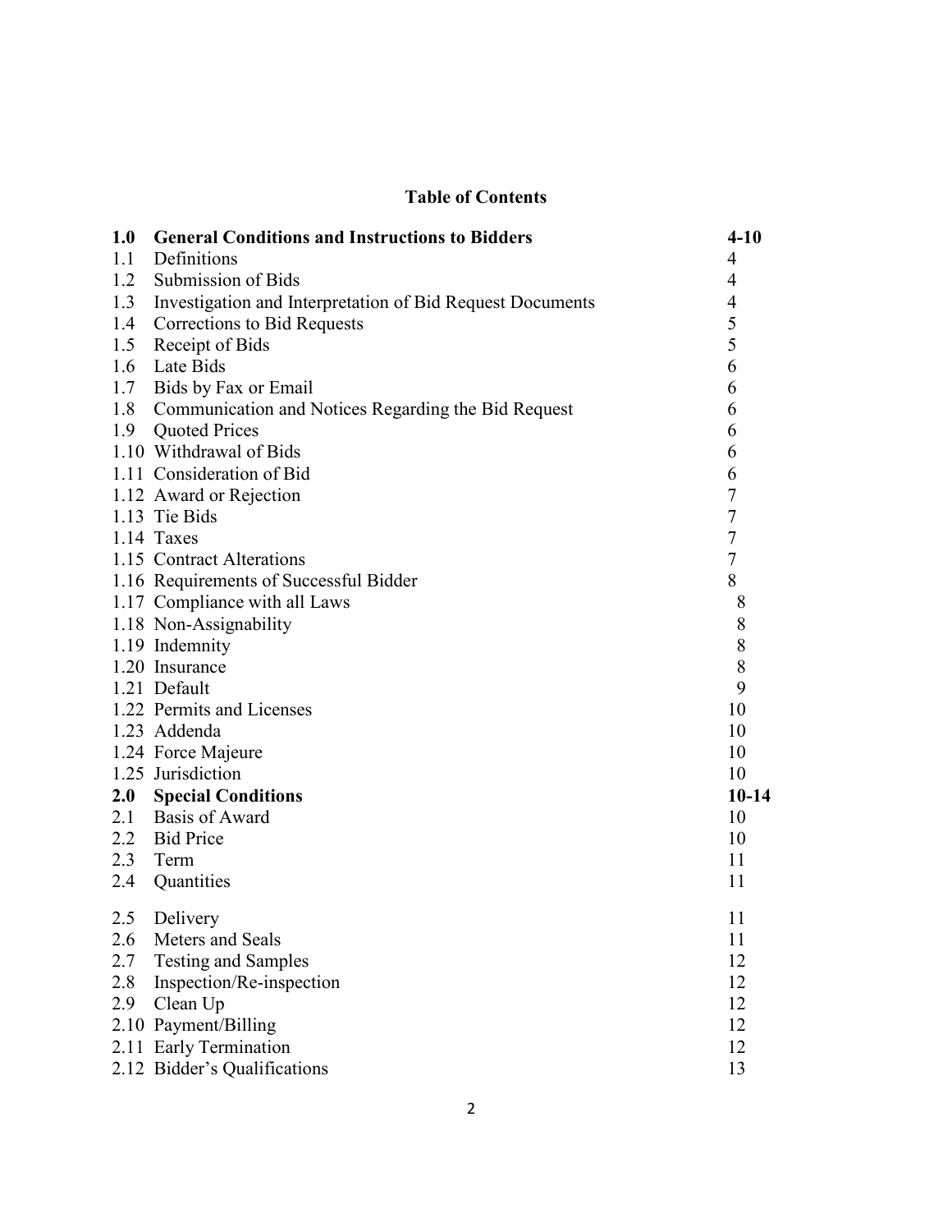## Table of Contents

| | | |
|---|---|---|
| **1.0** | **General Conditions and Instructions to Bidders** | **4-10** |
| 1.1 | Definitions | 4 |
| 1.2 | Submission of Bids | 4 |
| 1.3 | Investigation and Interpretation of Bid Request Documents | 4 |
| 1.4 | Corrections to Bid Requests | 5 |
| 1.5 | Receipt of Bids | 5 |
| 1.6 | Late Bids | 6 |
| 1.7 | Bids by Fax or Email | 6 |
| 1.8 | Communication and Notices Regarding the Bid Request | 6 |
| 1.9 | Quoted Prices | 6 |
| 1.10 | Withdrawal of Bids | 6 |
| 1.11 | Consideration of Bid | 6 |
| 1.12 | Award or Rejection | 7 |
| 1.13 | Tie Bids | 7 |
| 1.14 | Taxes | 7 |
| 1.15 | Contract Alterations | 7 |
| 1.16 | Requirements of Successful Bidder | 8 |
| 1.17 | Compliance with all Laws | 8 |
| 1.18 | Non-Assignability | 8 |
| 1.19 | Indemnity | 8 |
| 1.20 | Insurance | 8 |
| 1.21 | Default | 9 |
| 1.22 | Permits and Licenses | 10 |
| 1.23 | Addenda | 10 |
| 1.24 | Force Majeure | 10 |
| 1.25 | Jurisdiction | 10 |
| **2.0** | **Special Conditions** | **10-14** |
| 2.1 | Basis of Award | 10 |
| 2.2 | Bid Price | 10 |
| 2.3 | Term | 11 |
| 2.4 | Quantities | 11 |
| 2.5 | Delivery | 11 |
| 2.6 | Meters and Seals | 11 |
| 2.7 | Testing and Samples | 12 |
| 2.8 | Inspection/Re-inspection | 12 |
| 2.9 | Clean Up | 12 |
| 2.10 | Payment/Billing | 12 |
| 2.11 | Early Termination | 12 |
| 2.12 | Bidder's Qualifications | 13 |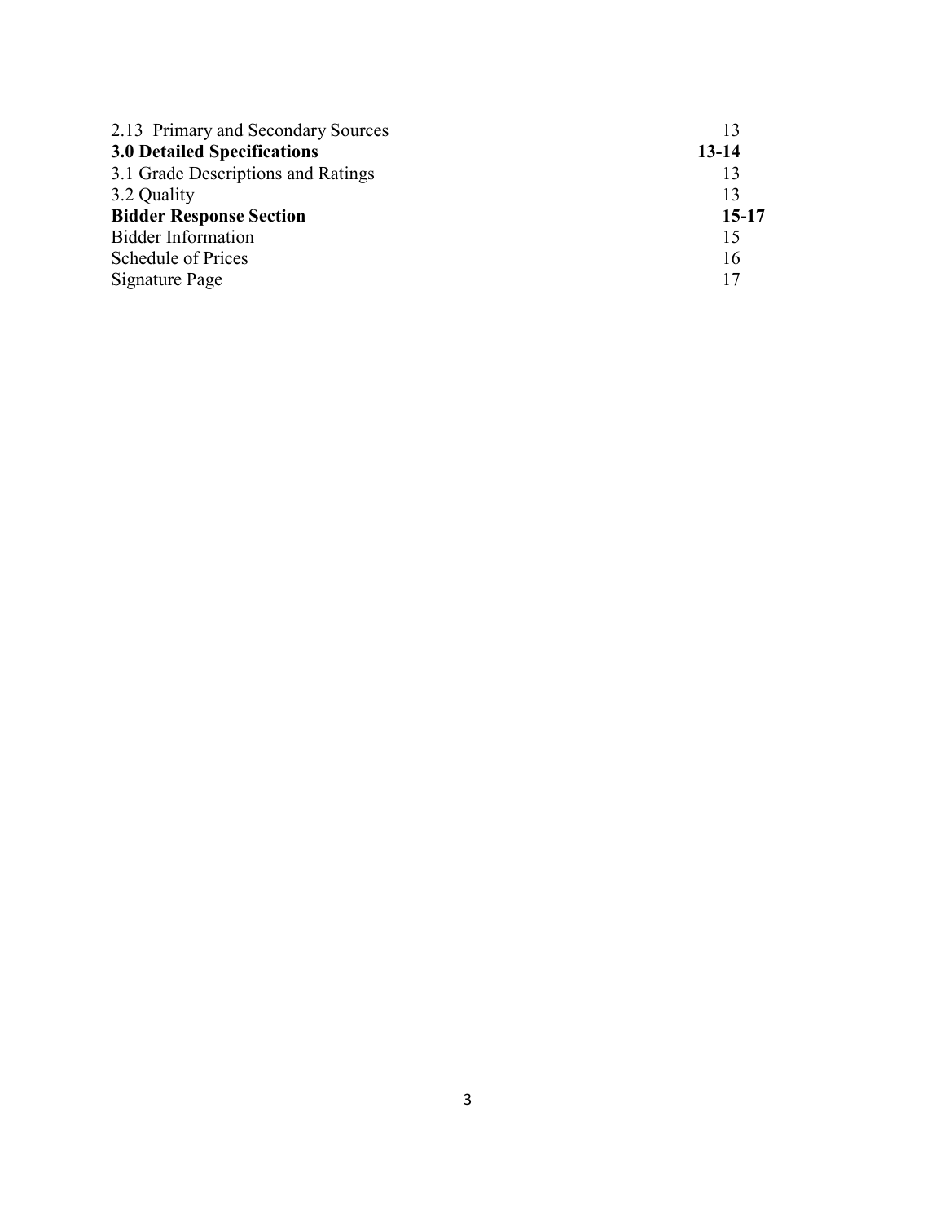| | |
|---|---|
| 2.13 Primary and Secondary Sources | 13 |
| **3.0 Detailed Specifications** | **13-14** |
| 3.1 Grade Descriptions and Ratings | 13 |
| 3.2 Quality | 13 |
| **Bidder Response Section** | **15-17** |
| Bidder Information | 15 |
| Schedule of Prices | 16 |
| Signature Page | 17 |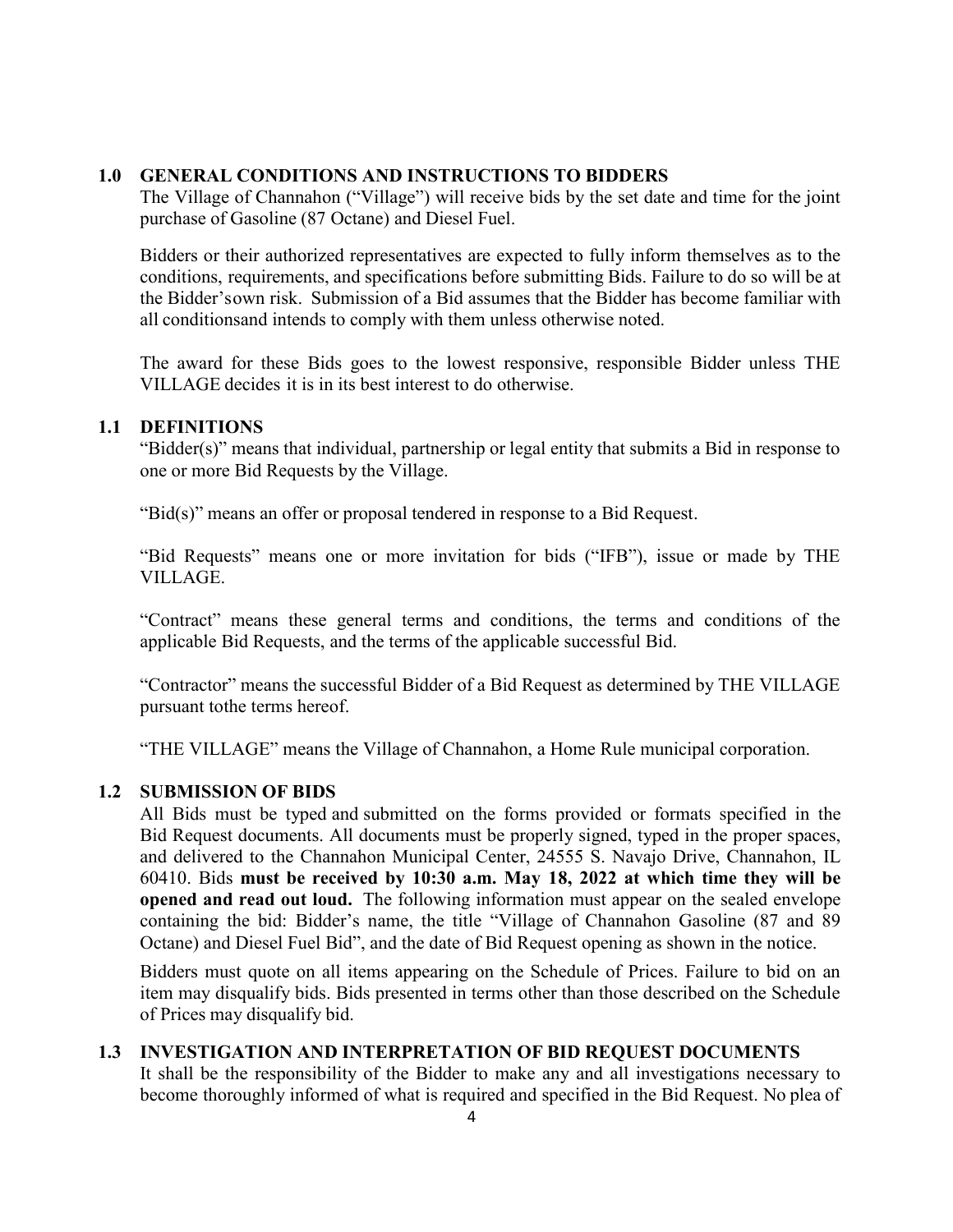## 1.0 GENERAL CONDITIONS AND INSTRUCTIONS TO BIDDERS

The Village of Channahon ("Village") will receive bids by the set date and time for the joint purchase of Gasoline (87 Octane) and Diesel Fuel.

Bidders or their authorized representatives are expected to fully inform themselves as to the conditions, requirements, and specifications before submitting Bids. Failure to do so will be at the Bidder'sown risk. Submission of a Bid assumes that the Bidder has become familiar with all conditionsand intends to comply with them unless otherwise noted.

The award for these Bids goes to the lowest responsive, responsible Bidder unless THE VILLAGE decides it is in its best interest to do otherwise.

## 1.1 DEFINITIONS

"Bidder(s)" means that individual, partnership or legal entity that submits a Bid in response to one or more Bid Requests by the Village.

"Bid(s)" means an offer or proposal tendered in response to a Bid Request.

"Bid Requests" means one or more invitation for bids ("IFB"), issue or made by THE VILLAGE.

"Contract" means these general terms and conditions, the terms and conditions of the applicable Bid Requests, and the terms of the applicable successful Bid.

"Contractor" means the successful Bidder of a Bid Request as determined by THE VILLAGE pursuant tothe terms hereof.

"THE VILLAGE" means the Village of Channahon, a Home Rule municipal corporation.

## 1.2 SUBMISSION OF BIDS

All Bids must be typed and submitted on the forms provided or formats specified in the Bid Request documents. All documents must be properly signed, typed in the proper spaces, and delivered to the Channahon Municipal Center, 24555 S. Navajo Drive, Channahon, IL 60410. Bids **must be received by 10:30 a.m. May 18, 2022 at which time they will be opened and read out loud.** The following information must appear on the sealed envelope containing the bid: Bidder's name, the title "Village of Channahon Gasoline (87 and 89 Octane) and Diesel Fuel Bid", and the date of Bid Request opening as shown in the notice.

Bidders must quote on all items appearing on the Schedule of Prices. Failure to bid on an item may disqualify bids. Bids presented in terms other than those described on the Schedule of Prices may disqualify bid.

## 1.3 INVESTIGATION AND INTERPRETATION OF BID REQUEST DOCUMENTS

It shall be the responsibility of the Bidder to make any and all investigations necessary to become thoroughly informed of what is required and specified in the Bid Request. No plea of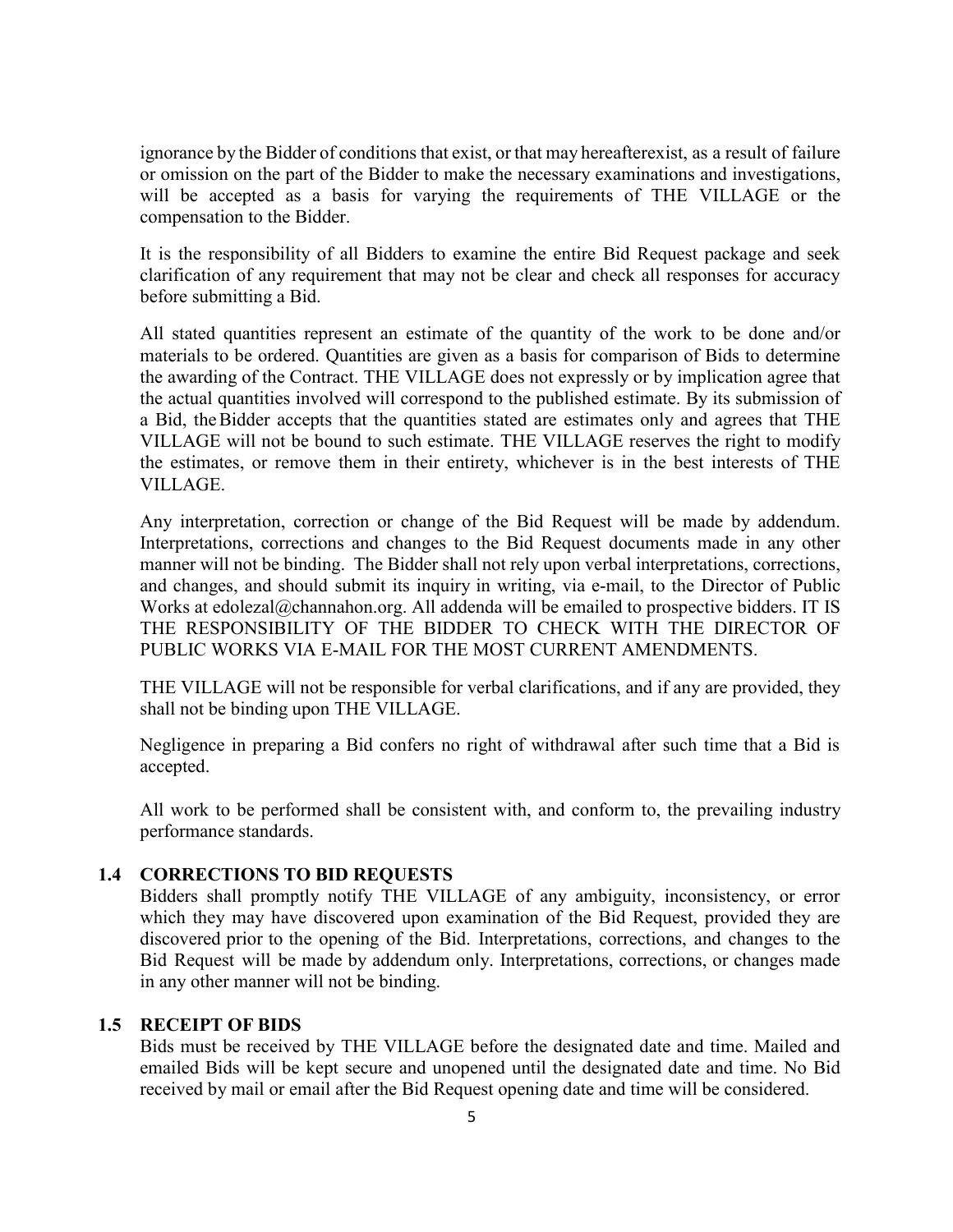ignorance by the Bidder of conditions that exist, or that may hereafterexist, as a result of failure or omission on the part of the Bidder to make the necessary examinations and investigations, will be accepted as a basis for varying the requirements of THE VILLAGE or the compensation to the Bidder.

It is the responsibility of all Bidders to examine the entire Bid Request package and seek clarification of any requirement that may not be clear and check all responses for accuracy before submitting a Bid.

All stated quantities represent an estimate of the quantity of the work to be done and/or materials to be ordered. Quantities are given as a basis for comparison of Bids to determine the awarding of the Contract. THE VILLAGE does not expressly or by implication agree that the actual quantities involved will correspond to the published estimate. By its submission of a Bid, the Bidder accepts that the quantities stated are estimates only and agrees that THE VILLAGE will not be bound to such estimate. THE VILLAGE reserves the right to modify the estimates, or remove them in their entirety, whichever is in the best interests of THE VILLAGE.

Any interpretation, correction or change of the Bid Request will be made by addendum. Interpretations, corrections and changes to the Bid Request documents made in any other manner will not be binding. The Bidder shall not rely upon verbal interpretations, corrections, and changes, and should submit its inquiry in writing, via e-mail, to the Director of Public Works at edolezal@channahon.org. All addenda will be emailed to prospective bidders. IT IS THE RESPONSIBILITY OF THE BIDDER TO CHECK WITH THE DIRECTOR OF PUBLIC WORKS VIA E-MAIL FOR THE MOST CURRENT AMENDMENTS.

THE VILLAGE will not be responsible for verbal clarifications, and if any are provided, they shall not be binding upon THE VILLAGE.

Negligence in preparing a Bid confers no right of withdrawal after such time that a Bid is accepted.

All work to be performed shall be consistent with, and conform to, the prevailing industry performance standards.

### 1.4 CORRECTIONS TO BID REQUESTS

Bidders shall promptly notify THE VILLAGE of any ambiguity, inconsistency, or error which they may have discovered upon examination of the Bid Request, provided they are discovered prior to the opening of the Bid. Interpretations, corrections, and changes to the Bid Request will be made by addendum only. Interpretations, corrections, or changes made in any other manner will not be binding.

### 1.5 RECEIPT OF BIDS

Bids must be received by THE VILLAGE before the designated date and time. Mailed and emailed Bids will be kept secure and unopened until the designated date and time. No Bid received by mail or email after the Bid Request opening date and time will be considered.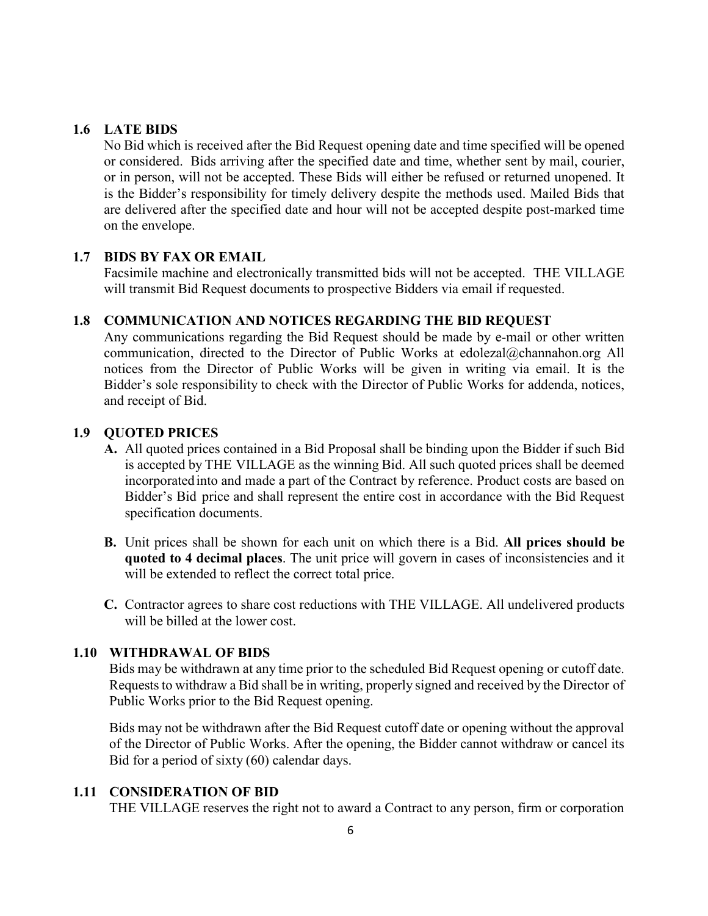### 1.6 LATE BIDS

No Bid which is received after the Bid Request opening date and time specified will be opened or considered. Bids arriving after the specified date and time, whether sent by mail, courier, or in person, will not be accepted. These Bids will either be refused or returned unopened. It is the Bidder's responsibility for timely delivery despite the methods used. Mailed Bids that are delivered after the specified date and hour will not be accepted despite post-marked time on the envelope.

### 1.7 BIDS BY FAX OR EMAIL

Facsimile machine and electronically transmitted bids will not be accepted. THE VILLAGE will transmit Bid Request documents to prospective Bidders via email if requested.

### 1.8 COMMUNICATION AND NOTICES REGARDING THE BID REQUEST

Any communications regarding the Bid Request should be made by e-mail or other written communication, directed to the Director of Public Works at edolezal@channahon.org All notices from the Director of Public Works will be given in writing via email. It is the Bidder's sole responsibility to check with the Director of Public Works for addenda, notices, and receipt of Bid.

### 1.9 QUOTED PRICES

**A.** All quoted prices contained in a Bid Proposal shall be binding upon the Bidder if such Bid is accepted by THE VILLAGE as the winning Bid. All such quoted prices shall be deemed incorporated into and made a part of the Contract by reference. Product costs are based on Bidder's Bid price and shall represent the entire cost in accordance with the Bid Request specification documents.

**B.** Unit prices shall be shown for each unit on which there is a Bid. **All prices should be quoted to 4 decimal places**. The unit price will govern in cases of inconsistencies and it will be extended to reflect the correct total price.

**C.** Contractor agrees to share cost reductions with THE VILLAGE. All undelivered products will be billed at the lower cost.

### 1.10 WITHDRAWAL OF BIDS

Bids may be withdrawn at any time prior to the scheduled Bid Request opening or cutoff date. Requests to withdraw a Bid shall be in writing, properly signed and received by the Director of Public Works prior to the Bid Request opening.

Bids may not be withdrawn after the Bid Request cutoff date or opening without the approval of the Director of Public Works. After the opening, the Bidder cannot withdraw or cancel its Bid for a period of sixty (60) calendar days.

### 1.11 CONSIDERATION OF BID

THE VILLAGE reserves the right not to award a Contract to any person, firm or corporation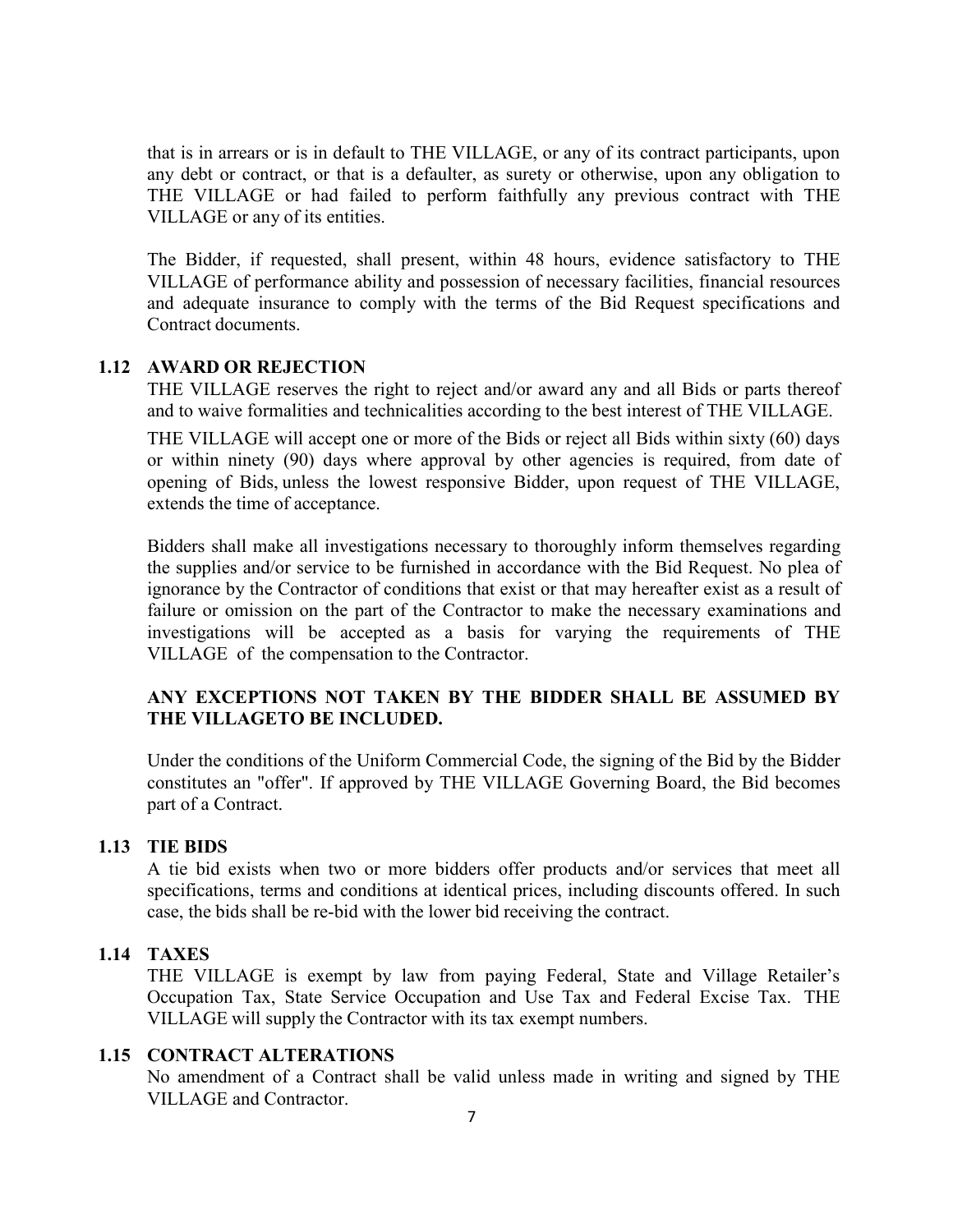that is in arrears or is in default to THE VILLAGE, or any of its contract participants, upon any debt or contract, or that is a defaulter, as surety or otherwise, upon any obligation to THE VILLAGE or had failed to perform faithfully any previous contract with THE VILLAGE or any of its entities.

The Bidder, if requested, shall present, within 48 hours, evidence satisfactory to THE VILLAGE of performance ability and possession of necessary facilities, financial resources and adequate insurance to comply with the terms of the Bid Request specifications and Contract documents.

### 1.12 AWARD OR REJECTION

THE VILLAGE reserves the right to reject and/or award any and all Bids or parts thereof and to waive formalities and technicalities according to the best interest of THE VILLAGE.

THE VILLAGE will accept one or more of the Bids or reject all Bids within sixty (60) days or within ninety (90) days where approval by other agencies is required, from date of opening of Bids, unless the lowest responsive Bidder, upon request of THE VILLAGE, extends the time of acceptance.

Bidders shall make all investigations necessary to thoroughly inform themselves regarding the supplies and/or service to be furnished in accordance with the Bid Request. No plea of ignorance by the Contractor of conditions that exist or that may hereafter exist as a result of failure or omission on the part of the Contractor to make the necessary examinations and investigations will be accepted as a basis for varying the requirements of THE VILLAGE of the compensation to the Contractor.

**ANY EXCEPTIONS NOT TAKEN BY THE BIDDER SHALL BE ASSUMED BY THE VILLAGETO BE INCLUDED.**

Under the conditions of the Uniform Commercial Code, the signing of the Bid by the Bidder constitutes an "offer". If approved by THE VILLAGE Governing Board, the Bid becomes part of a Contract.

### 1.13 TIE BIDS

A tie bid exists when two or more bidders offer products and/or services that meet all specifications, terms and conditions at identical prices, including discounts offered. In such case, the bids shall be re-bid with the lower bid receiving the contract.

### 1.14 TAXES

THE VILLAGE is exempt by law from paying Federal, State and Village Retailer's Occupation Tax, State Service Occupation and Use Tax and Federal Excise Tax. THE VILLAGE will supply the Contractor with its tax exempt numbers.

### 1.15 CONTRACT ALTERATIONS

No amendment of a Contract shall be valid unless made in writing and signed by THE VILLAGE and Contractor.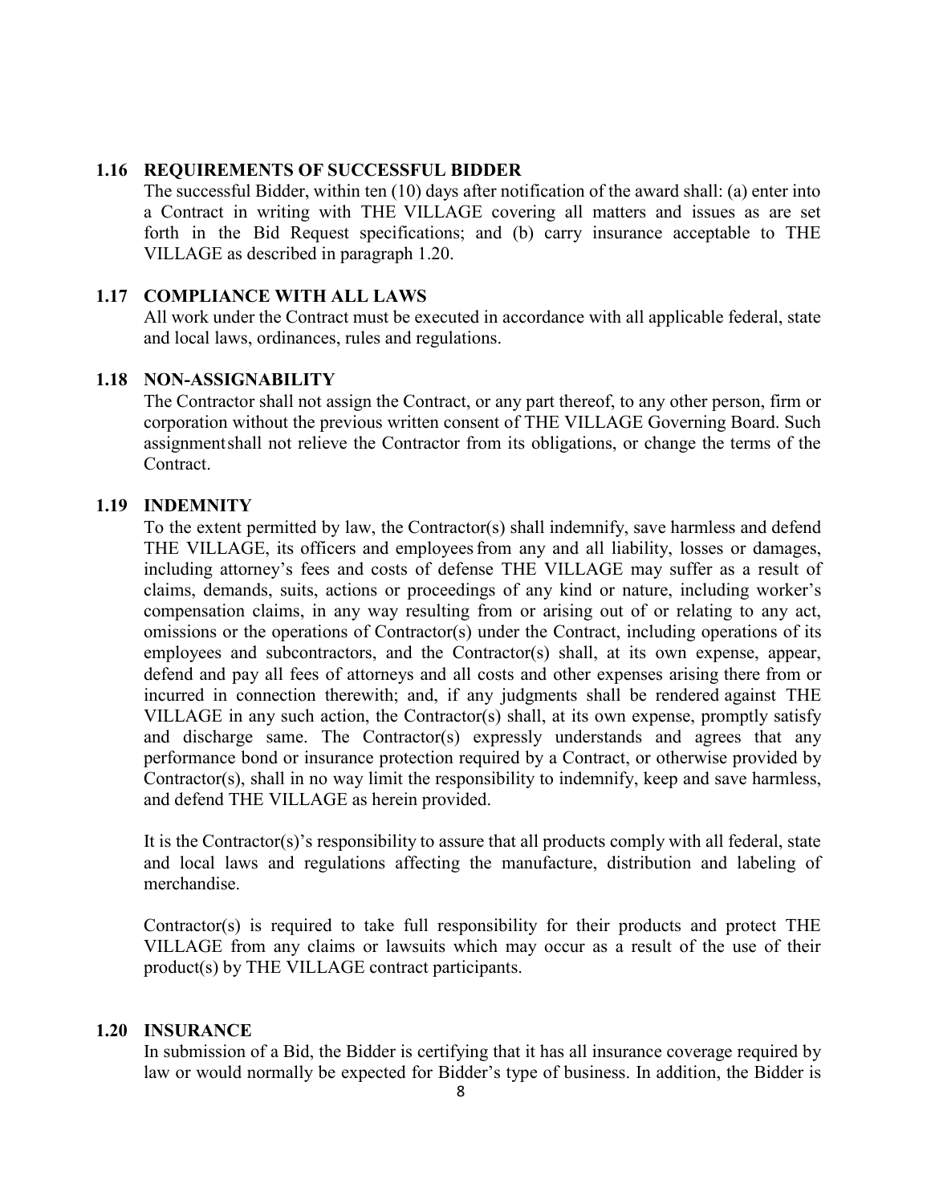### 1.16 REQUIREMENTS OF SUCCESSFUL BIDDER

The successful Bidder, within ten (10) days after notification of the award shall: (a) enter into a Contract in writing with THE VILLAGE covering all matters and issues as are set forth in the Bid Request specifications; and (b) carry insurance acceptable to THE VILLAGE as described in paragraph 1.20.

### 1.17 COMPLIANCE WITH ALL LAWS

All work under the Contract must be executed in accordance with all applicable federal, state and local laws, ordinances, rules and regulations.

### 1.18 NON-ASSIGNABILITY

The Contractor shall not assign the Contract, or any part thereof, to any other person, firm or corporation without the previous written consent of THE VILLAGE Governing Board. Such assignmentshall not relieve the Contractor from its obligations, or change the terms of the Contract.

### 1.19 INDEMNITY

To the extent permitted by law, the Contractor(s) shall indemnify, save harmless and defend THE VILLAGE, its officers and employeesfrom any and all liability, losses or damages, including attorney's fees and costs of defense THE VILLAGE may suffer as a result of claims, demands, suits, actions or proceedings of any kind or nature, including worker's compensation claims, in any way resulting from or arising out of or relating to any act, omissions or the operations of Contractor(s) under the Contract, including operations of its employees and subcontractors, and the Contractor(s) shall, at its own expense, appear, defend and pay all fees of attorneys and all costs and other expenses arising there from or incurred in connection therewith; and, if any judgments shall be rendered against THE VILLAGE in any such action, the Contractor(s) shall, at its own expense, promptly satisfy and discharge same. The Contractor(s) expressly understands and agrees that any performance bond or insurance protection required by a Contract, or otherwise provided by Contractor(s), shall in no way limit the responsibility to indemnify, keep and save harmless, and defend THE VILLAGE as herein provided.

It is the Contractor(s)'s responsibility to assure that all products comply with all federal, state and local laws and regulations affecting the manufacture, distribution and labeling of merchandise.

Contractor(s) is required to take full responsibility for their products and protect THE VILLAGE from any claims or lawsuits which may occur as a result of the use of their product(s) by THE VILLAGE contract participants.

### 1.20 INSURANCE

In submission of a Bid, the Bidder is certifying that it has all insurance coverage required by law or would normally be expected for Bidder's type of business. In addition, the Bidder is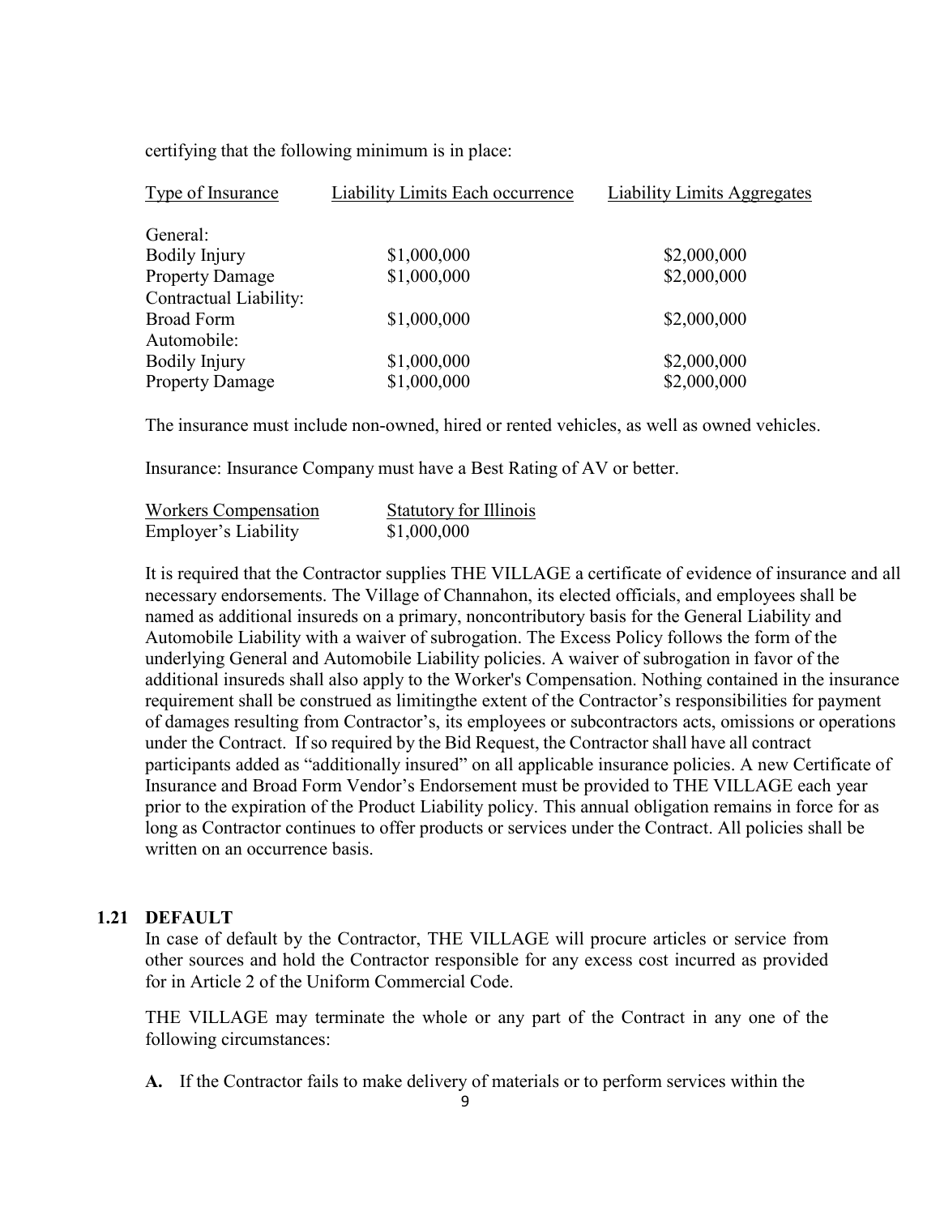certifying that the following minimum is in place:

| Type of Insurance | Liability Limits Each occurrence | Liability Limits Aggregates |
|---|---|---|
| General: | | |
| Bodily Injury | $1,000,000 | $2,000,000 |
| Property Damage | $1,000,000 | $2,000,000 |
| Contractual Liability: | | |
| Broad Form | $1,000,000 | $2,000,000 |
| Automobile: | | |
| Bodily Injury | $1,000,000 | $2,000,000 |
| Property Damage | $1,000,000 | $2,000,000 |

The insurance must include non-owned, hired or rented vehicles, as well as owned vehicles.

Insurance: Insurance Company must have a Best Rating of AV or better.

| Workers Compensation | Statutory for Illinois |
|---|---|
| Employer's Liability | $1,000,000 |

It is required that the Contractor supplies THE VILLAGE a certificate of evidence of insurance and all necessary endorsements. The Village of Channahon, its elected officials, and employees shall be named as additional insureds on a primary, noncontributory basis for the General Liability and Automobile Liability with a waiver of subrogation. The Excess Policy follows the form of the underlying General and Automobile Liability policies. A waiver of subrogation in favor of the additional insureds shall also apply to the Worker's Compensation. Nothing contained in the insurance requirement shall be construed as limitingthe extent of the Contractor's responsibilities for payment of damages resulting from Contractor's, its employees or subcontractors acts, omissions or operations under the Contract. If so required by the Bid Request, the Contractor shall have all contract participants added as "additionally insured" on all applicable insurance policies. A new Certificate of Insurance and Broad Form Vendor's Endorsement must be provided to THE VILLAGE each year prior to the expiration of the Product Liability policy. This annual obligation remains in force for as long as Contractor continues to offer products or services under the Contract. All policies shall be written on an occurrence basis.

## 1.21 DEFAULT

In case of default by the Contractor, THE VILLAGE will procure articles or service from other sources and hold the Contractor responsible for any excess cost incurred as provided for in Article 2 of the Uniform Commercial Code.

THE VILLAGE may terminate the whole or any part of the Contract in any one of the following circumstances:

**A.** If the Contractor fails to make delivery of materials or to perform services within the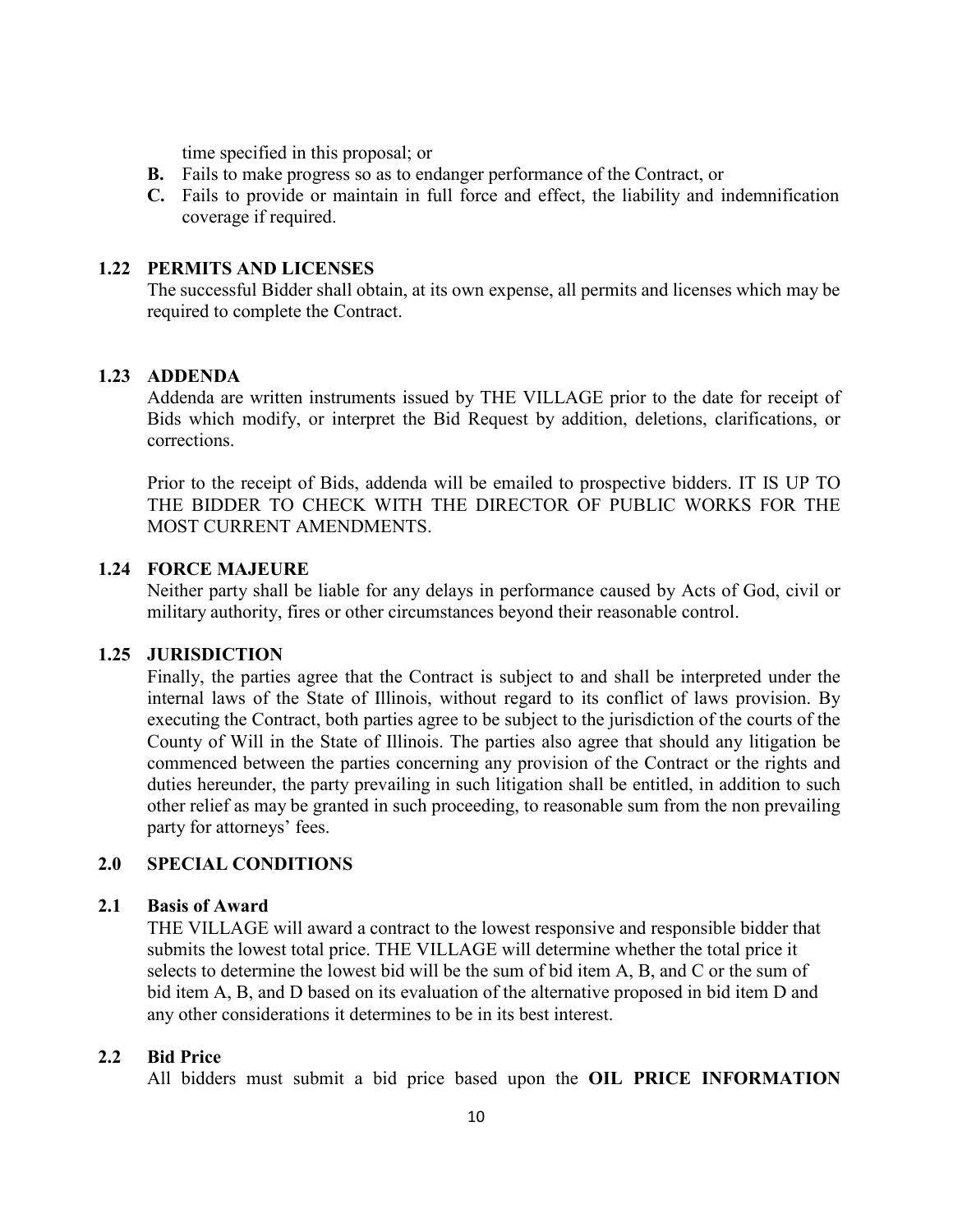time specified in this proposal; or

**B.** Fails to make progress so as to endanger performance of the Contract, or

**C.** Fails to provide or maintain in full force and effect, the liability and indemnification coverage if required.

### 1.22 PERMITS AND LICENSES

The successful Bidder shall obtain, at its own expense, all permits and licenses which may be required to complete the Contract.

### 1.23 ADDENDA

Addenda are written instruments issued by THE VILLAGE prior to the date for receipt of Bids which modify, or interpret the Bid Request by addition, deletions, clarifications, or corrections.

Prior to the receipt of Bids, addenda will be emailed to prospective bidders. IT IS UP TO THE BIDDER TO CHECK WITH THE DIRECTOR OF PUBLIC WORKS FOR THE MOST CURRENT AMENDMENTS.

### 1.24 FORCE MAJEURE

Neither party shall be liable for any delays in performance caused by Acts of God, civil or military authority, fires or other circumstances beyond their reasonable control.

### 1.25 JURISDICTION

Finally, the parties agree that the Contract is subject to and shall be interpreted under the internal laws of the State of Illinois, without regard to its conflict of laws provision. By executing the Contract, both parties agree to be subject to the jurisdiction of the courts of the County of Will in the State of Illinois. The parties also agree that should any litigation be commenced between the parties concerning any provision of the Contract or the rights and duties hereunder, the party prevailing in such litigation shall be entitled, in addition to such other relief as may be granted in such proceeding, to reasonable sum from the non prevailing party for attorneys' fees.

## 2.0 SPECIAL CONDITIONS

### 2.1 Basis of Award

THE VILLAGE will award a contract to the lowest responsive and responsible bidder that submits the lowest total price. THE VILLAGE will determine whether the total price it selects to determine the lowest bid will be the sum of bid item A, B, and C or the sum of bid item A, B, and D based on its evaluation of the alternative proposed in bid item D and any other considerations it determines to be in its best interest.

### 2.2 Bid Price

All bidders must submit a bid price based upon the **OIL PRICE INFORMATION**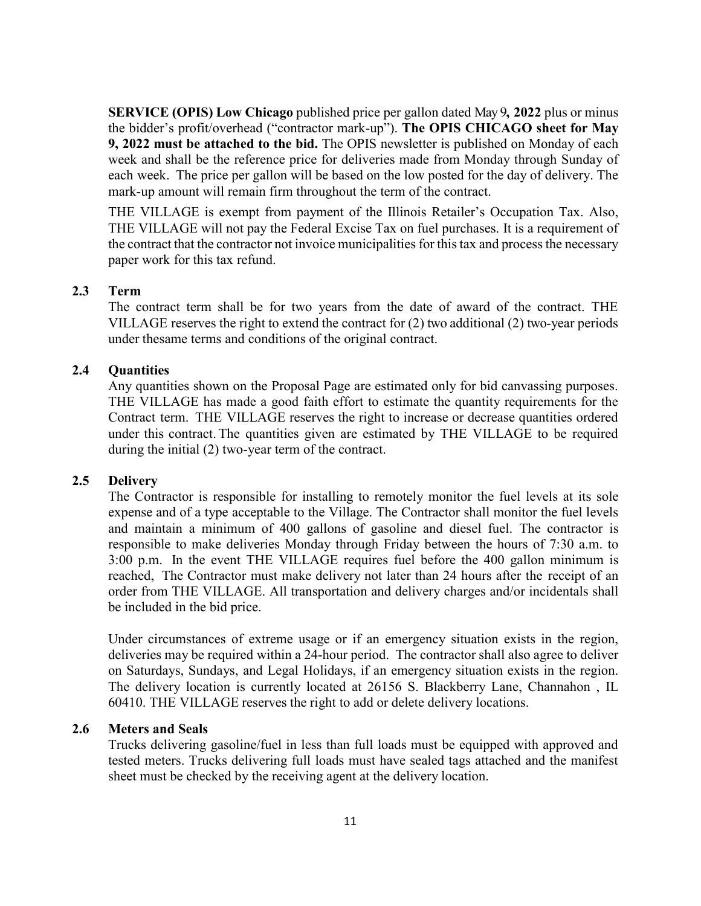**SERVICE (OPIS) Low Chicago** published price per gallon dated May 9**, 2022** plus or minus the bidder's profit/overhead ("contractor mark-up"). **The OPIS CHICAGO sheet for May 9, 2022 must be attached to the bid.** The OPIS newsletter is published on Monday of each week and shall be the reference price for deliveries made from Monday through Sunday of each week. The price per gallon will be based on the low posted for the day of delivery. The mark-up amount will remain firm throughout the term of the contract.

THE VILLAGE is exempt from payment of the Illinois Retailer's Occupation Tax. Also, THE VILLAGE will not pay the Federal Excise Tax on fuel purchases. It is a requirement of the contract that the contractor not invoice municipalities for this tax and process the necessary paper work for this tax refund.

### 2.3 Term

The contract term shall be for two years from the date of award of the contract. THE VILLAGE reserves the right to extend the contract for (2) two additional (2) two-year periods under thesame terms and conditions of the original contract.

### 2.4 Quantities

Any quantities shown on the Proposal Page are estimated only for bid canvassing purposes. THE VILLAGE has made a good faith effort to estimate the quantity requirements for the Contract term. THE VILLAGE reserves the right to increase or decrease quantities ordered under this contract. The quantities given are estimated by THE VILLAGE to be required during the initial (2) two-year term of the contract.

### 2.5 Delivery

The Contractor is responsible for installing to remotely monitor the fuel levels at its sole expense and of a type acceptable to the Village. The Contractor shall monitor the fuel levels and maintain a minimum of 400 gallons of gasoline and diesel fuel. The contractor is responsible to make deliveries Monday through Friday between the hours of 7:30 a.m. to 3:00 p.m. In the event THE VILLAGE requires fuel before the 400 gallon minimum is reached, The Contractor must make delivery not later than 24 hours after the receipt of an order from THE VILLAGE. All transportation and delivery charges and/or incidentals shall be included in the bid price.

Under circumstances of extreme usage or if an emergency situation exists in the region, deliveries may be required within a 24-hour period. The contractor shall also agree to deliver on Saturdays, Sundays, and Legal Holidays, if an emergency situation exists in the region. The delivery location is currently located at 26156 S. Blackberry Lane, Channahon , IL 60410. THE VILLAGE reserves the right to add or delete delivery locations.

### 2.6 Meters and Seals

Trucks delivering gasoline/fuel in less than full loads must be equipped with approved and tested meters. Trucks delivering full loads must have sealed tags attached and the manifest sheet must be checked by the receiving agent at the delivery location.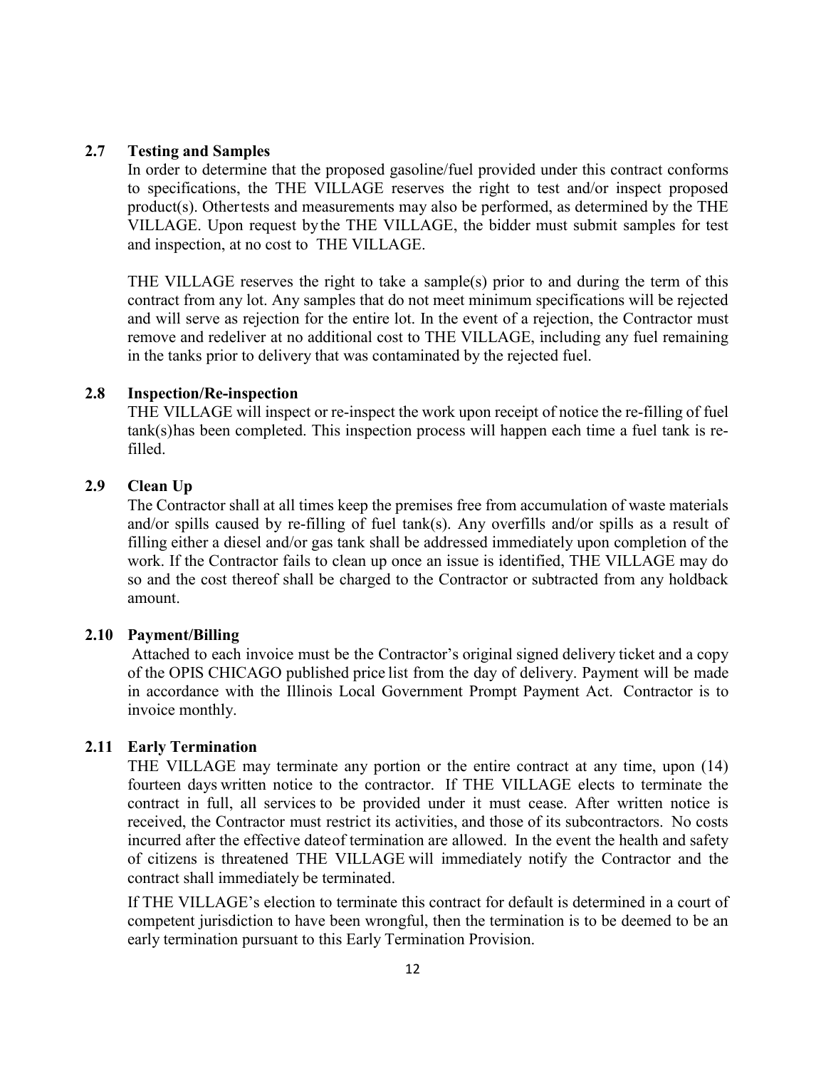### 2.7 Testing and Samples

In order to determine that the proposed gasoline/fuel provided under this contract conforms to specifications, the THE VILLAGE reserves the right to test and/or inspect proposed product(s). Other tests and measurements may also be performed, as determined by the THE VILLAGE. Upon request by the THE VILLAGE, the bidder must submit samples for test and inspection, at no cost to THE VILLAGE.

THE VILLAGE reserves the right to take a sample(s) prior to and during the term of this contract from any lot. Any samples that do not meet minimum specifications will be rejected and will serve as rejection for the entire lot. In the event of a rejection, the Contractor must remove and redeliver at no additional cost to THE VILLAGE, including any fuel remaining in the tanks prior to delivery that was contaminated by the rejected fuel.

### 2.8 Inspection/Re-inspection

THE VILLAGE will inspect or re-inspect the work upon receipt of notice the re-filling of fuel tank(s) has been completed. This inspection process will happen each time a fuel tank is re-filled.

### 2.9 Clean Up

The Contractor shall at all times keep the premises free from accumulation of waste materials and/or spills caused by re-filling of fuel tank(s). Any overfills and/or spills as a result of filling either a diesel and/or gas tank shall be addressed immediately upon completion of the work. If the Contractor fails to clean up once an issue is identified, THE VILLAGE may do so and the cost thereof shall be charged to the Contractor or subtracted from any holdback amount.

### 2.10 Payment/Billing

Attached to each invoice must be the Contractor's original signed delivery ticket and a copy of the OPIS CHICAGO published price list from the day of delivery. Payment will be made in accordance with the Illinois Local Government Prompt Payment Act. Contractor is to invoice monthly.

### 2.11 Early Termination

THE VILLAGE may terminate any portion or the entire contract at any time, upon (14) fourteen days written notice to the contractor. If THE VILLAGE elects to terminate the contract in full, all services to be provided under it must cease. After written notice is received, the Contractor must restrict its activities, and those of its subcontractors. No costs incurred after the effective date of termination are allowed. In the event the health and safety of citizens is threatened THE VILLAGE will immediately notify the Contractor and the contract shall immediately be terminated.

If THE VILLAGE's election to terminate this contract for default is determined in a court of competent jurisdiction to have been wrongful, then the termination is to be deemed to be an early termination pursuant to this Early Termination Provision.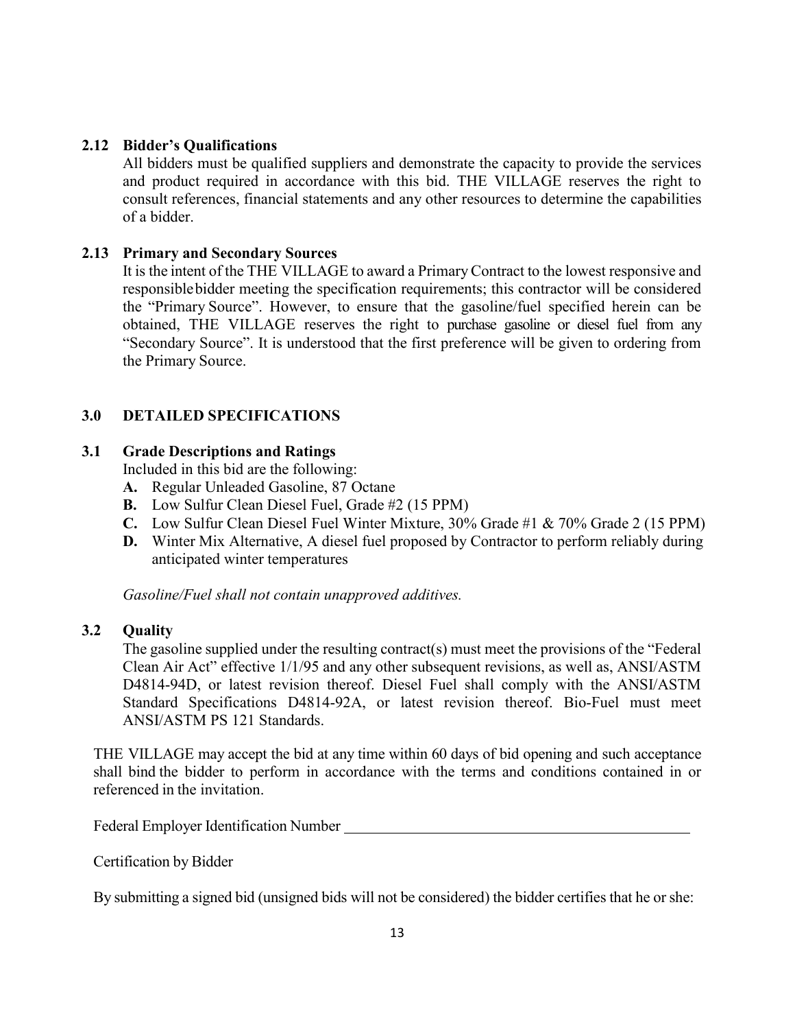### 2.12 Bidder's Qualifications

All bidders must be qualified suppliers and demonstrate the capacity to provide the services and product required in accordance with this bid. THE VILLAGE reserves the right to consult references, financial statements and any other resources to determine the capabilities of a bidder.

### 2.13 Primary and Secondary Sources

It is the intent of the THE VILLAGE to award a Primary Contract to the lowest responsive and responsible bidder meeting the specification requirements; this contractor will be considered the "Primary Source". However, to ensure that the gasoline/fuel specified herein can be obtained, THE VILLAGE reserves the right to purchase gasoline or diesel fuel from any "Secondary Source". It is understood that the first preference will be given to ordering from the Primary Source.

## 3.0 DETAILED SPECIFICATIONS

### 3.1 Grade Descriptions and Ratings

Included in this bid are the following:

- **A.** Regular Unleaded Gasoline, 87 Octane
- **B.** Low Sulfur Clean Diesel Fuel, Grade #2 (15 PPM)
- **C.** Low Sulfur Clean Diesel Fuel Winter Mixture, 30% Grade #1 & 70% Grade 2 (15 PPM)
- **D.** Winter Mix Alternative, A diesel fuel proposed by Contractor to perform reliably during anticipated winter temperatures

*Gasoline/Fuel shall not contain unapproved additives.*

### 3.2 Quality

The gasoline supplied under the resulting contract(s) must meet the provisions of the "Federal Clean Air Act" effective 1/1/95 and any other subsequent revisions, as well as, ANSI/ASTM D4814-94D, or latest revision thereof. Diesel Fuel shall comply with the ANSI/ASTM Standard Specifications D4814-92A, or latest revision thereof. Bio-Fuel must meet ANSI/ASTM PS 121 Standards.

THE VILLAGE may accept the bid at any time within 60 days of bid opening and such acceptance shall bind the bidder to perform in accordance with the terms and conditions contained in or referenced in the invitation.

Federal Employer Identification Number ______________________________

Certification by Bidder

By submitting a signed bid (unsigned bids will not be considered) the bidder certifies that he or she: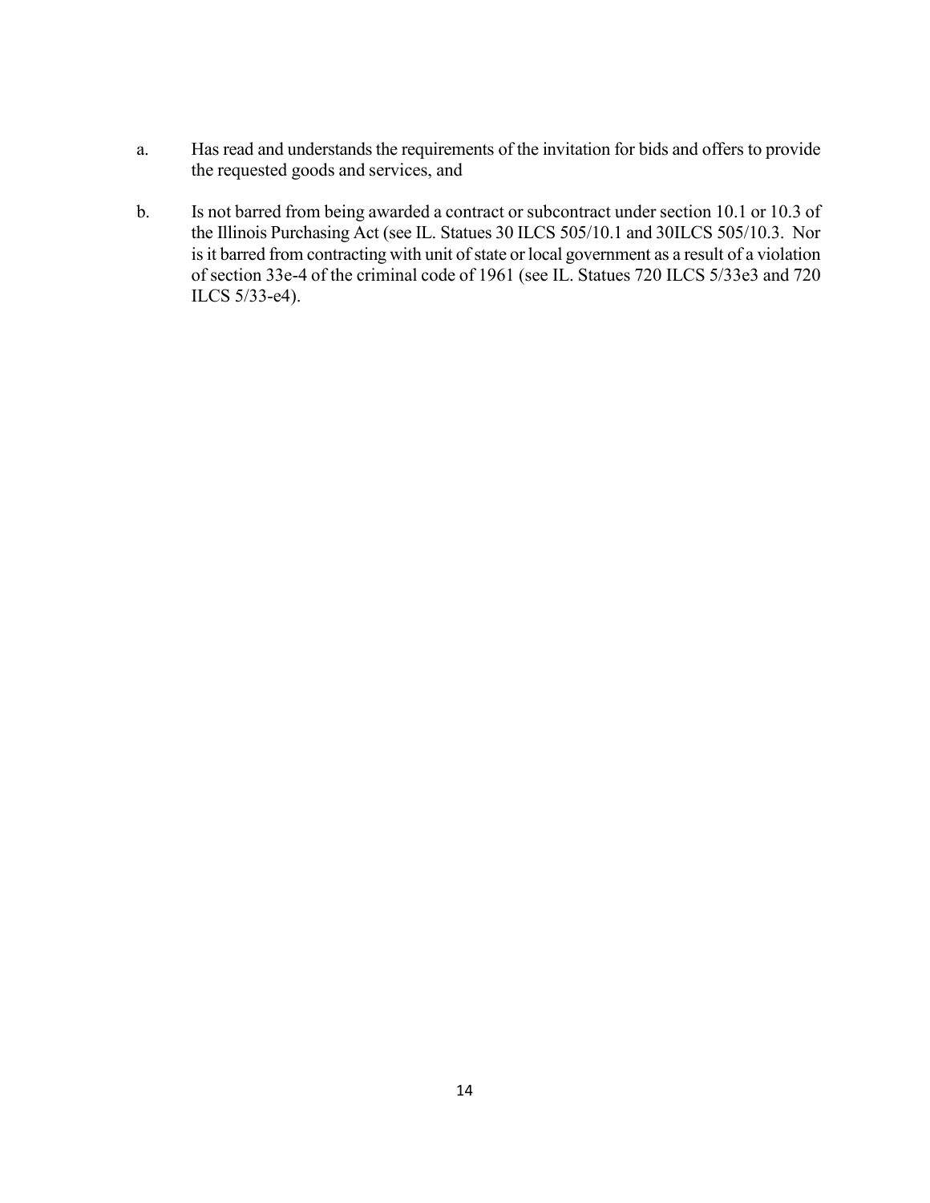a. Has read and understands the requirements of the invitation for bids and offers to provide the requested goods and services, and

b. Is not barred from being awarded a contract or subcontract under section 10.1 or 10.3 of the Illinois Purchasing Act (see IL. Statues 30 ILCS 505/10.1 and 30ILCS 505/10.3. Nor is it barred from contracting with unit of state or local government as a result of a violation of section 33e-4 of the criminal code of 1961 (see IL. Statues 720 ILCS 5/33e3 and 720 ILCS 5/33-e4).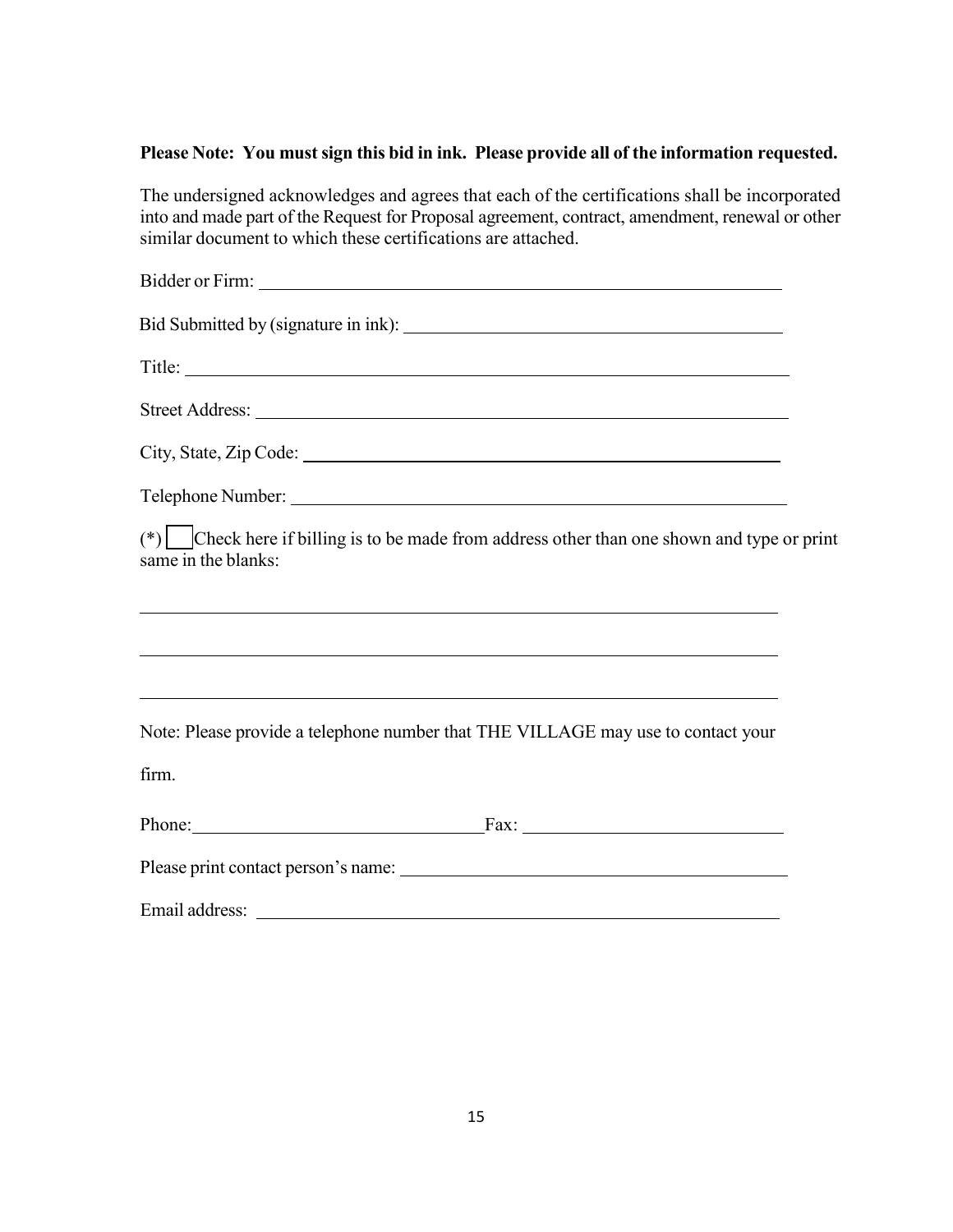**Please Note: You must sign this bid in ink. Please provide all of the information requested.**

The undersigned acknowledges and agrees that each of the certifications shall be incorporated into and made part of the Request for Proposal agreement, contract, amendment, renewal or other similar document to which these certifications are attached.

Bidder or Firm: ______________________________________________________________

Bid Submitted by (signature in ink): _____________________________________________

Title: _____________________________________________________________________

Street Address: ______________________________________________________________

City, State, Zip Code: _________________________________________________________

Telephone Number: ___________________________________________________________

(*) ☐ Check here if billing is to be made from address other than one shown and type or print same in the blanks:

__________________________________________________________________________

__________________________________________________________________________

__________________________________________________________________________

Note: Please provide a telephone number that THE VILLAGE may use to contact your firm.

Phone: ______________________________ Fax: ___________________________

Please print contact person's name: ______________________________________________

Email address: ______________________________________________________________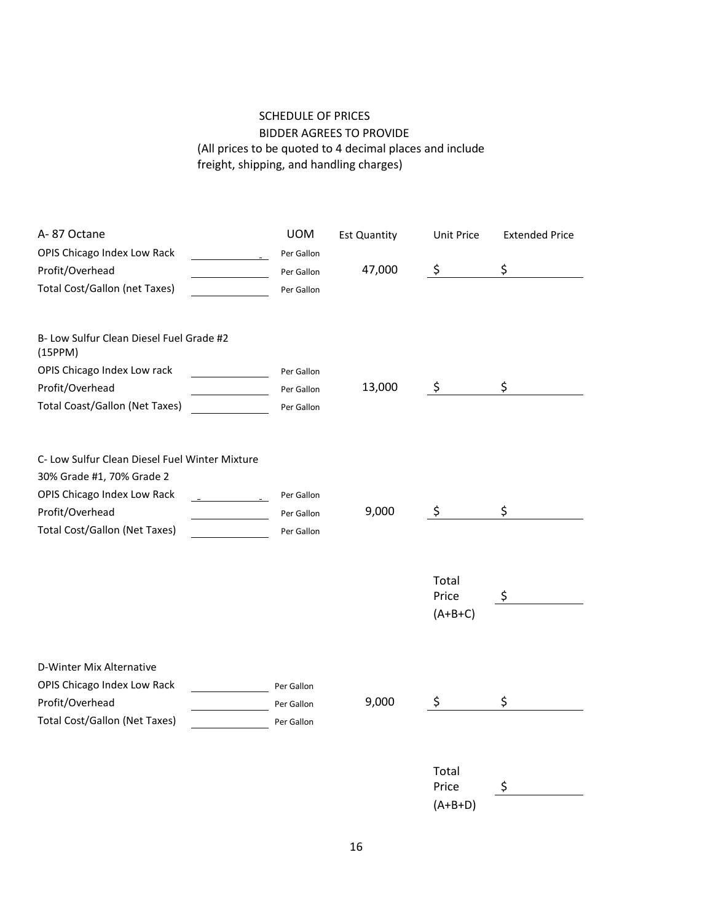SCHEDULE OF PRICES

BIDDER AGREES TO PROVIDE

(All prices to be quoted to 4 decimal places and include freight, shipping, and handling charges)

| A- 87 Octane | | UOM | Est Quantity | Unit Price | Extended Price |
|---|---|---|---|---|---|
| OPIS Chicago Index Low Rack | ______ | Per Gallon | | | |
| Profit/Overhead | ______ | Per Gallon | 47,000 | $ ______ | $ ______ |
| Total Cost/Gallon (net Taxes) | ______ | Per Gallon | | | |
| | | | | | |
| B- Low Sulfur Clean Diesel Fuel Grade #2 (15PPM) | | | | | |
| OPIS Chicago Index Low rack | ______ | Per Gallon | | | |
| Profit/Overhead | ______ | Per Gallon | 13,000 | $ ______ | $ ______ |
| Total Coast/Gallon (Net Taxes) | ______ | Per Gallon | | | |
| | | | | | |
| C- Low Sulfur Clean Diesel Fuel Winter Mixture 30% Grade #1, 70% Grade 2 | | | | | |
| OPIS Chicago Index Low Rack | ______ | Per Gallon | | | |
| Profit/Overhead | ______ | Per Gallon | 9,000 | $ ______ | $ ______ |
| Total Cost/Gallon (Net Taxes) | ______ | Per Gallon | | | |
| | | | | | |
| | | | | Total Price (A+B+C) | $ ______ |
| | | | | | |
| D-Winter Mix Alternative | | | | | |
| OPIS Chicago Index Low Rack | ______ | Per Gallon | | | |
| Profit/Overhead | ______ | Per Gallon | 9,000 | $ ______ | $ ______ |
| Total Cost/Gallon (Net Taxes) | ______ | Per Gallon | | | |
| | | | | | |
| | | | | Total Price (A+B+D) | $ ______ |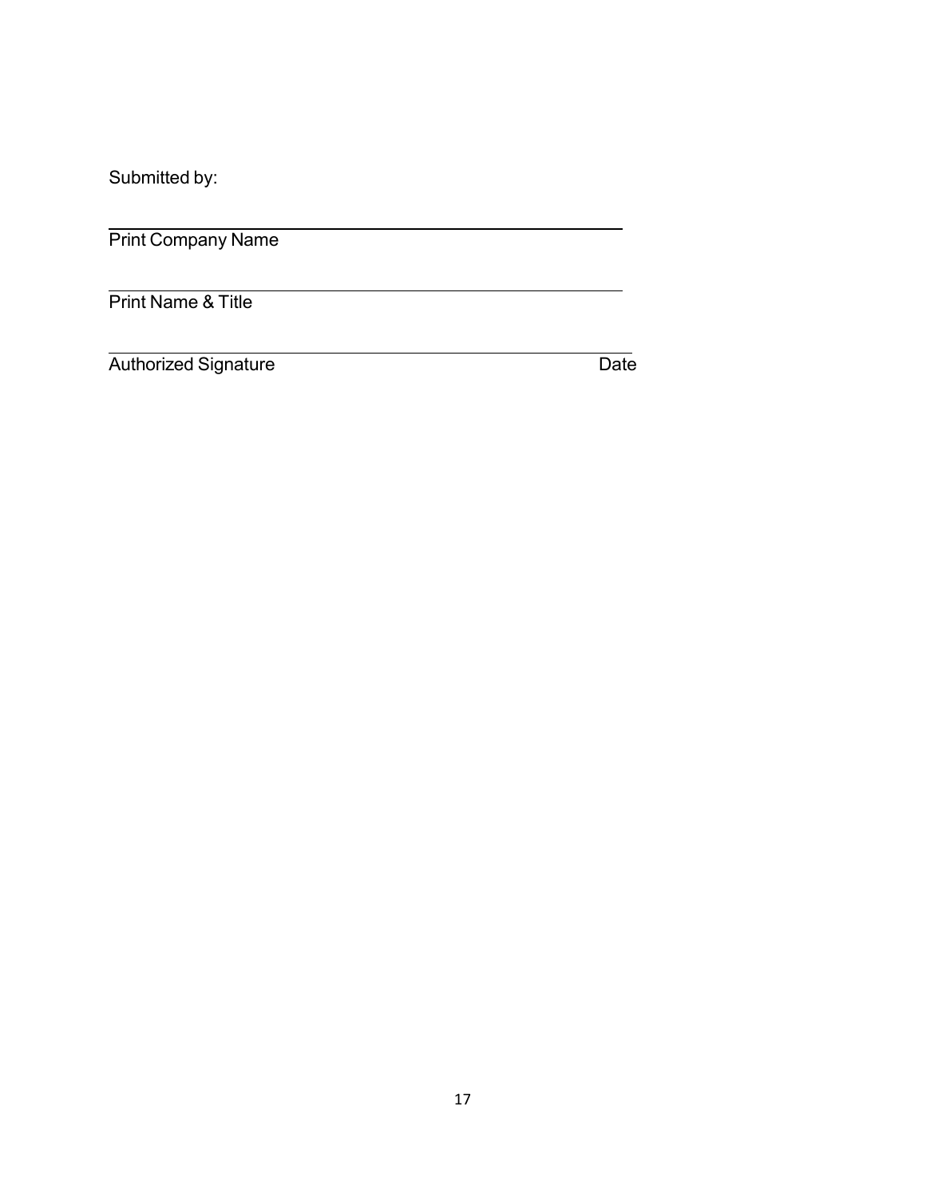Submitted by:

\_\_\_\_\_\_\_\_\_\_\_\_\_\_\_\_\_\_\_\_\_\_\_\_\_\_\_\_\_\_\_\_\_\_\_\_\_\_\_\_\_\_\_\_\_\_\_\_
Print Company Name

\_\_\_\_\_\_\_\_\_\_\_\_\_\_\_\_\_\_\_\_\_\_\_\_\_\_\_\_\_\_\_\_\_\_\_\_\_\_\_\_\_\_\_\_\_\_\_\_
Print Name & Title

\_\_\_\_\_\_\_\_\_\_\_\_\_\_\_\_\_\_\_\_\_\_\_\_\_\_\_\_\_\_\_\_\_\_\_\_\_\_\_\_\_\_\_\_\_\_\_\_
Authorized Signature Date